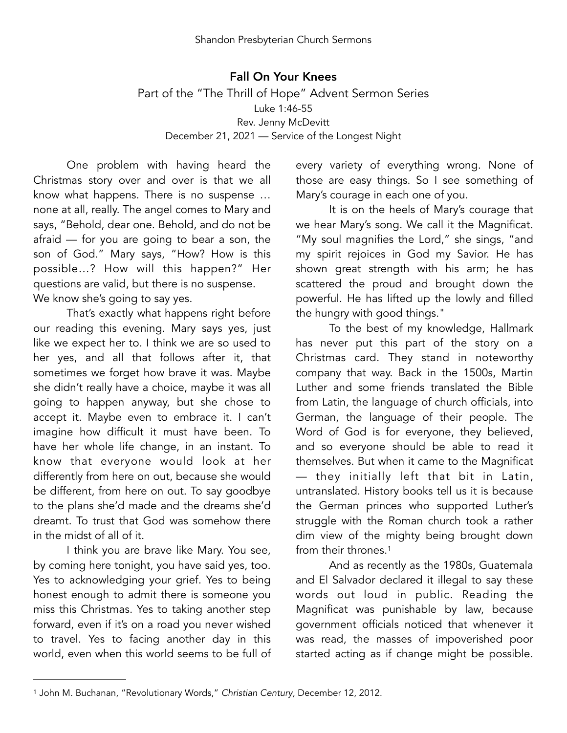Shandon Presbyterian Church Sermons

# Fall On Your Knees

Part of the "The Thrill of Hope" Advent Sermon Series
Luke 1:46-55
Rev. Jenny McDevitt
December 21, 2021 — Service of the Longest Night

One problem with having heard the Christmas story over and over is that we all know what happens. There is no suspense … none at all, really. The angel comes to Mary and says, "Behold, dear one. Behold, and do not be afraid — for you are going to bear a son, the son of God." Mary says, "How? How is this possible…? How will this happen?" Her questions are valid, but there is no suspense. We know she's going to say yes.

That's exactly what happens right before our reading this evening. Mary says yes, just like we expect her to. I think we are so used to her yes, and all that follows after it, that sometimes we forget how brave it was. Maybe she didn't really have a choice, maybe it was all going to happen anyway, but she chose to accept it. Maybe even to embrace it. I can't imagine how difficult it must have been. To have her whole life change, in an instant. To know that everyone would look at her differently from here on out, because she would be different, from here on out. To say goodbye to the plans she'd made and the dreams she'd dreamt. To trust that God was somehow there in the midst of all of it.

I think you are brave like Mary. You see, by coming here tonight, you have said yes, too. Yes to acknowledging your grief. Yes to being honest enough to admit there is someone you miss this Christmas. Yes to taking another step forward, even if it's on a road you never wished to travel. Yes to facing another day in this world, even when this world seems to be full of every variety of everything wrong. None of those are easy things. So I see something of Mary's courage in each one of you.

It is on the heels of Mary's courage that we hear Mary's song. We call it the Magnificat. "My soul magnifies the Lord," she sings, "and my spirit rejoices in God my Savior. He has shown great strength with his arm; he has scattered the proud and brought down the powerful. He has lifted up the lowly and filled the hungry with good things."

To the best of my knowledge, Hallmark has never put this part of the story on a Christmas card. They stand in noteworthy company that way. Back in the 1500s, Martin Luther and some friends translated the Bible from Latin, the language of church officials, into German, the language of their people. The Word of God is for everyone, they believed, and so everyone should be able to read it themselves. But when it came to the Magnificat — they initially left that bit in Latin, untranslated. History books tell us it is because the German princes who supported Luther's struggle with the Roman church took a rather dim view of the mighty being brought down from their thrones.[1]

And as recently as the 1980s, Guatemala and El Salvador declared it illegal to say these words out loud in public. Reading the Magnificat was punishable by law, because government officials noticed that whenever it was read, the masses of impoverished poor started acting as if change might be possible.

---

[1] John M. Buchanan, "Revolutionary Words," *Christian Century*, December 12, 2012.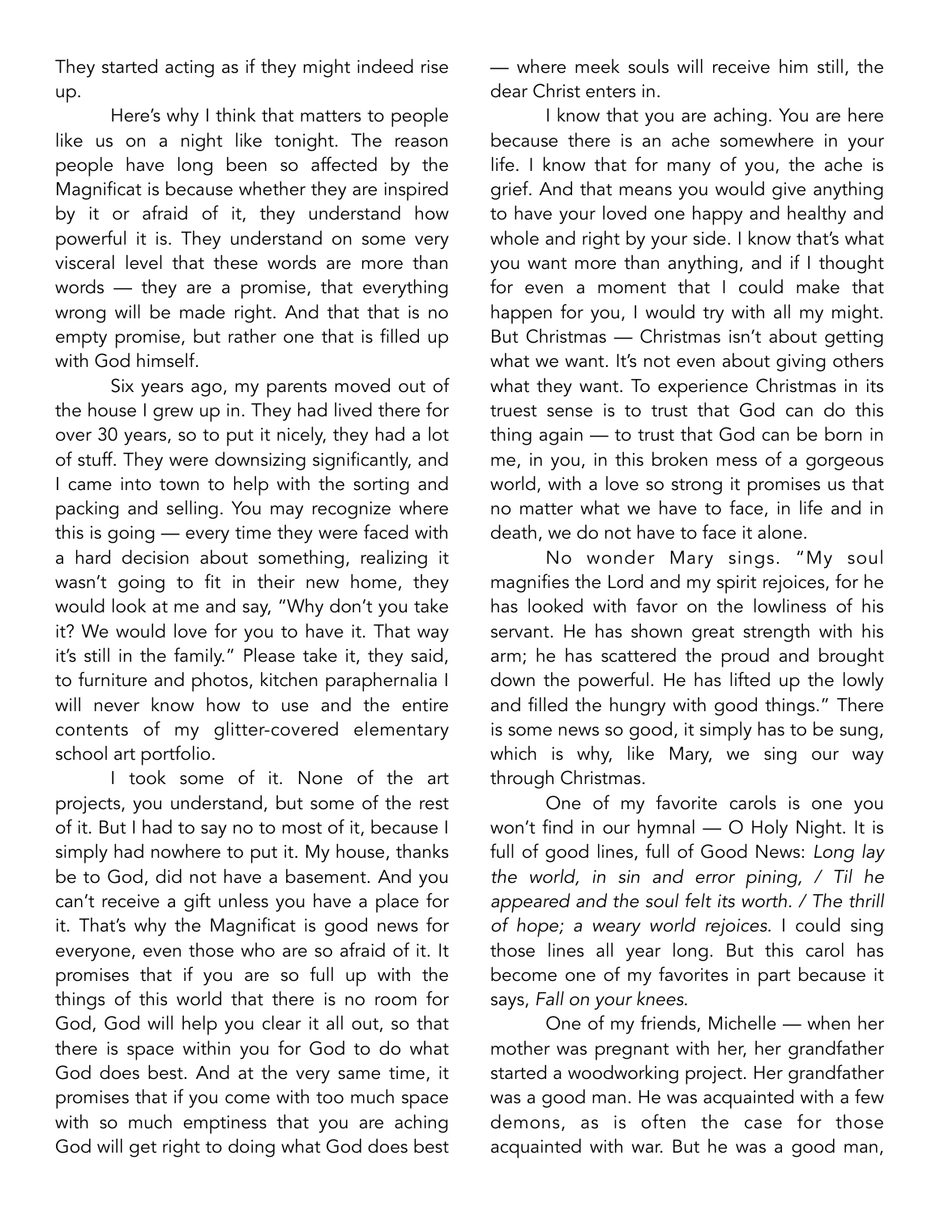They started acting as if they might indeed rise up.

Here's why I think that matters to people like us on a night like tonight. The reason people have long been so affected by the Magnificat is because whether they are inspired by it or afraid of it, they understand how powerful it is. They understand on some very visceral level that these words are more than words — they are a promise, that everything wrong will be made right. And that that is no empty promise, but rather one that is filled up with God himself.

Six years ago, my parents moved out of the house I grew up in. They had lived there for over 30 years, so to put it nicely, they had a lot of stuff. They were downsizing significantly, and I came into town to help with the sorting and packing and selling. You may recognize where this is going — every time they were faced with a hard decision about something, realizing it wasn't going to fit in their new home, they would look at me and say, "Why don't you take it? We would love for you to have it. That way it's still in the family." Please take it, they said, to furniture and photos, kitchen paraphernalia I will never know how to use and the entire contents of my glitter-covered elementary school art portfolio.

I took some of it. None of the art projects, you understand, but some of the rest of it. But I had to say no to most of it, because I simply had nowhere to put it. My house, thanks be to God, did not have a basement. And you can't receive a gift unless you have a place for it. That's why the Magnificat is good news for everyone, even those who are so afraid of it. It promises that if you are so full up with the things of this world that there is no room for God, God will help you clear it all out, so that there is space within you for God to do what God does best. And at the very same time, it promises that if you come with too much space with so much emptiness that you are aching God will get right to doing what God does best — where meek souls will receive him still, the dear Christ enters in.

I know that you are aching. You are here because there is an ache somewhere in your life. I know that for many of you, the ache is grief. And that means you would give anything to have your loved one happy and healthy and whole and right by your side. I know that's what you want more than anything, and if I thought for even a moment that I could make that happen for you, I would try with all my might. But Christmas — Christmas isn't about getting what we want. It's not even about giving others what they want. To experience Christmas in its truest sense is to trust that God can do this thing again — to trust that God can be born in me, in you, in this broken mess of a gorgeous world, with a love so strong it promises us that no matter what we have to face, in life and in death, we do not have to face it alone.

No wonder Mary sings. "My soul magnifies the Lord and my spirit rejoices, for he has looked with favor on the lowliness of his servant. He has shown great strength with his arm; he has scattered the proud and brought down the powerful. He has lifted up the lowly and filled the hungry with good things." There is some news so good, it simply has to be sung, which is why, like Mary, we sing our way through Christmas.

One of my favorite carols is one you won't find in our hymnal — O Holy Night. It is full of good lines, full of Good News: *Long lay the world, in sin and error pining, / Til he appeared and the soul felt its worth. / The thrill of hope; a weary world rejoices.* I could sing those lines all year long. But this carol has become one of my favorites in part because it says, *Fall on your knees*.

One of my friends, Michelle — when her mother was pregnant with her, her grandfather started a woodworking project. Her grandfather was a good man. He was acquainted with a few demons, as is often the case for those acquainted with war. But he was a good man,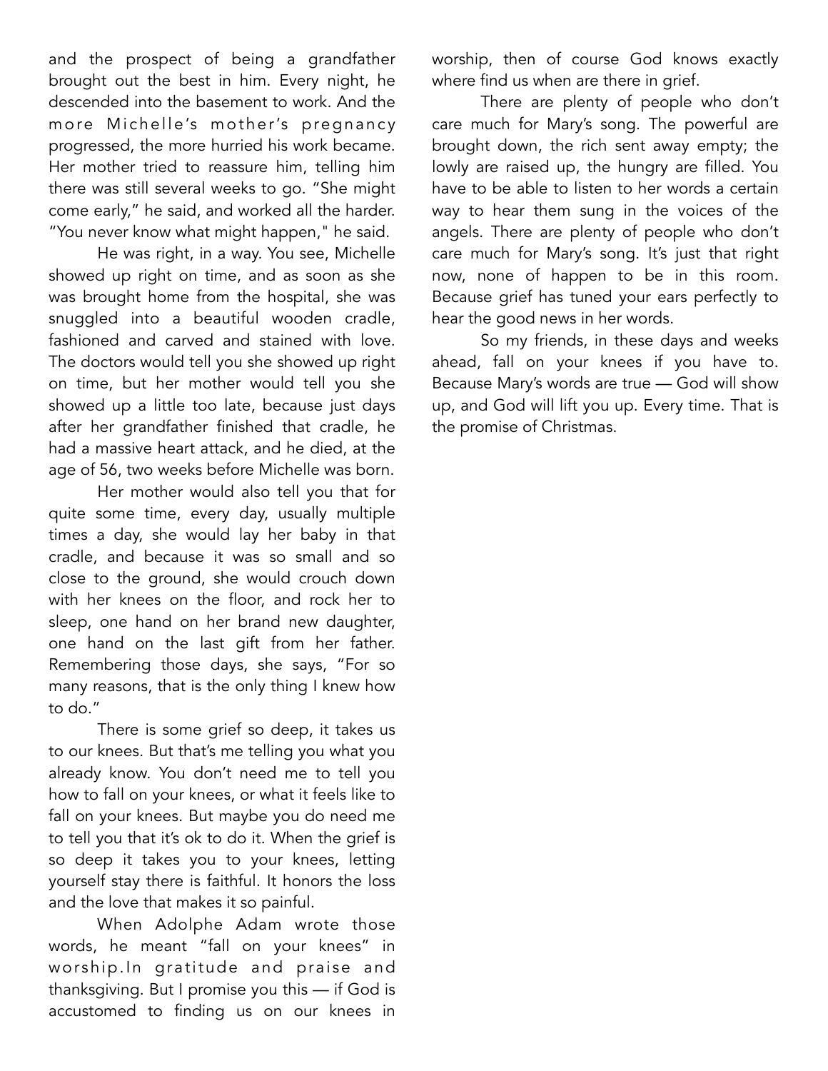and the prospect of being a grandfather brought out the best in him. Every night, he descended into the basement to work. And the more Michelle's mother's pregnancy progressed, the more hurried his work became. Her mother tried to reassure him, telling him there was still several weeks to go. "She might come early," he said, and worked all the harder. "You never know what might happen," he said.

He was right, in a way. You see, Michelle showed up right on time, and as soon as she was brought home from the hospital, she was snuggled into a beautiful wooden cradle, fashioned and carved and stained with love. The doctors would tell you she showed up right on time, but her mother would tell you she showed up a little too late, because just days after her grandfather finished that cradle, he had a massive heart attack, and he died, at the age of 56, two weeks before Michelle was born.

Her mother would also tell you that for quite some time, every day, usually multiple times a day, she would lay her baby in that cradle, and because it was so small and so close to the ground, she would crouch down with her knees on the floor, and rock her to sleep, one hand on her brand new daughter, one hand on the last gift from her father. Remembering those days, she says, "For so many reasons, that is the only thing I knew how to do."

There is some grief so deep, it takes us to our knees. But that's me telling you what you already know. You don't need me to tell you how to fall on your knees, or what it feels like to fall on your knees. But maybe you do need me to tell you that it's ok to do it. When the grief is so deep it takes you to your knees, letting yourself stay there is faithful. It honors the loss and the love that makes it so painful.

When Adolphe Adam wrote those words, he meant "fall on your knees" in worship.In gratitude and praise and thanksgiving. But I promise you this — if God is accustomed to finding us on our knees in worship, then of course God knows exactly where find us when are there in grief.

There are plenty of people who don't care much for Mary's song. The powerful are brought down, the rich sent away empty; the lowly are raised up, the hungry are filled. You have to be able to listen to her words a certain way to hear them sung in the voices of the angels. There are plenty of people who don't care much for Mary's song. It's just that right now, none of happen to be in this room. Because grief has tuned your ears perfectly to hear the good news in her words.

So my friends, in these days and weeks ahead, fall on your knees if you have to. Because Mary's words are true — God will show up, and God will lift you up. Every time. That is the promise of Christmas.